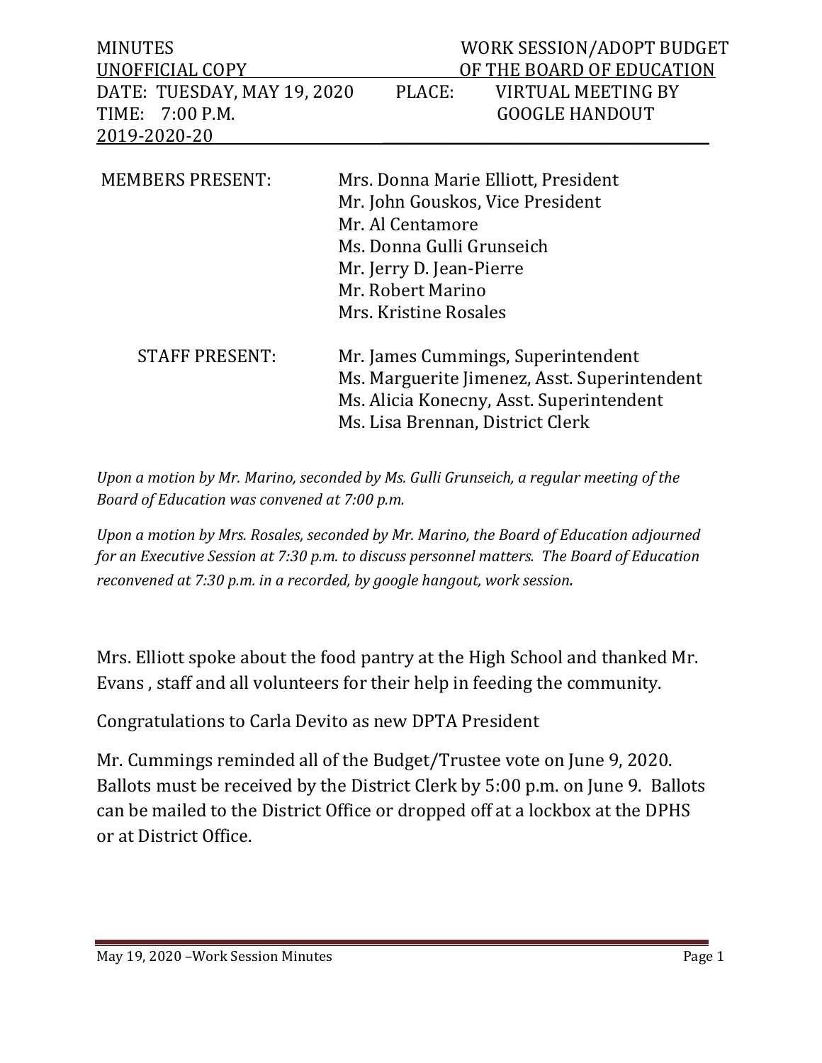MINUTES WORK SESSION/ADOPT BUDGET
UNOFFICIAL COPY OF THE BOARD OF EDUCATION

DATE: TUESDAY, MAY 19, 2020 PLACE: VIRTUAL MEETING BY
TIME: 7:00 P.M. GOOGLE HANDOUT
2019-2020-20

| | |
|---|---|
| MEMBERS PRESENT: | Mrs. Donna Marie Elliott, President |
| | Mr. John Gouskos, Vice President |
| | Mr. Al Centamore |
| | Ms. Donna Gulli Grunseich |
| | Mr. Jerry D. Jean-Pierre |
| | Mr. Robert Marino |
| | Mrs. Kristine Rosales |
| STAFF PRESENT: | Mr. James Cummings, Superintendent |
| | Ms. Marguerite Jimenez, Asst. Superintendent |
| | Ms. Alicia Konecny, Asst. Superintendent |
| | Ms. Lisa Brennan, District Clerk |

*Upon a motion by Mr. Marino, seconded by Ms. Gulli Grunseich, a regular meeting of the Board of Education was convened at 7:00 p.m.*

*Upon a motion by Mrs. Rosales, seconded by Mr. Marino, the Board of Education adjourned for an Executive Session at 7:30 p.m. to discuss personnel matters. The Board of Education reconvened at 7:30 p.m. in a recorded, by google hangout, work session.*

Mrs. Elliott spoke about the food pantry at the High School and thanked Mr. Evans , staff and all volunteers for their help in feeding the community.

Congratulations to Carla Devito as new DPTA President

Mr. Cummings reminded all of the Budget/Trustee vote on June 9, 2020. Ballots must be received by the District Clerk by 5:00 p.m. on June 9. Ballots can be mailed to the District Office or dropped off at a lockbox at the DPHS or at District Office.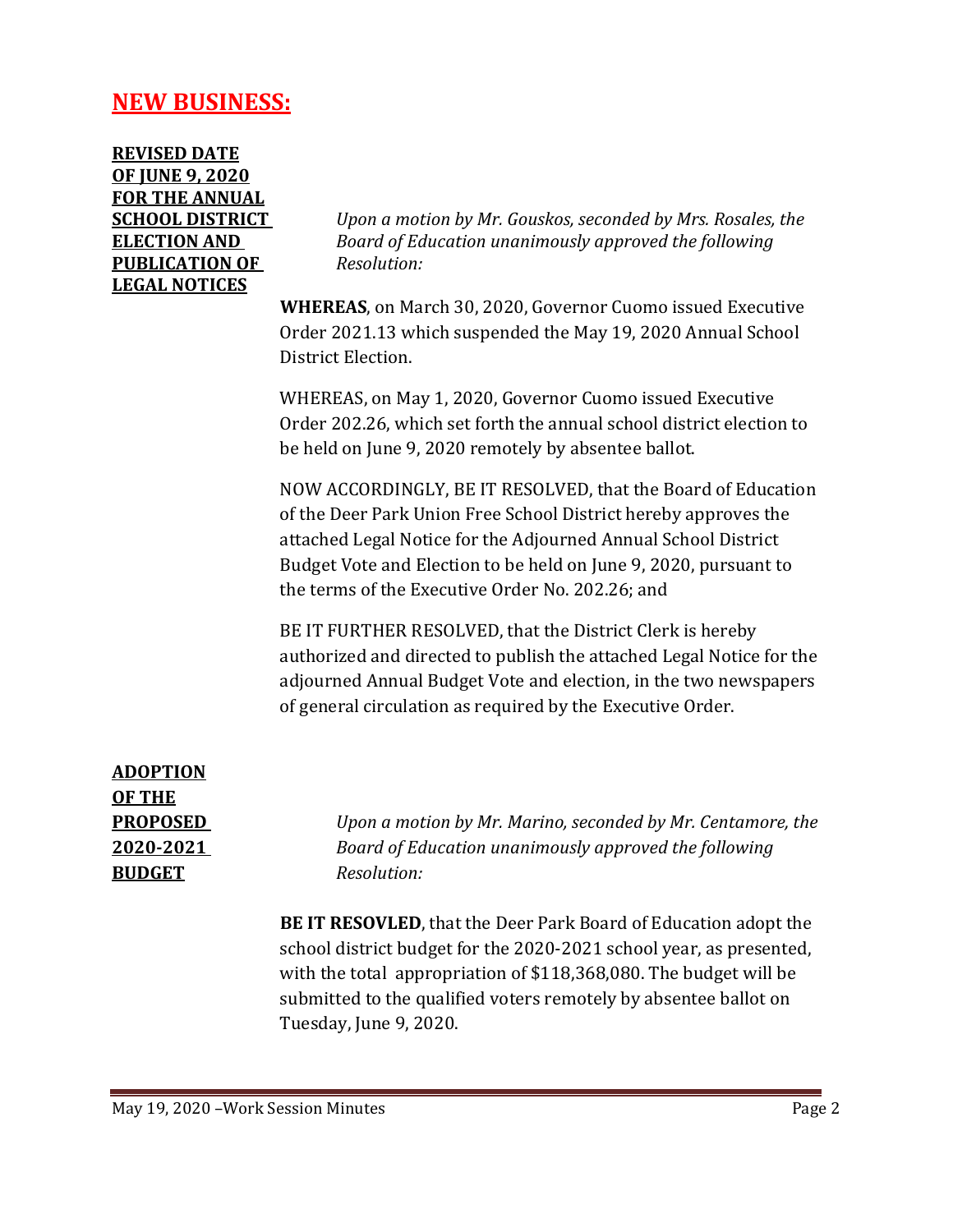# NEW BUSINESS:

**REVISED DATE OF JUNE 9, 2020 FOR THE ANNUAL SCHOOL DISTRICT ELECTION AND PUBLICATION OF LEGAL NOTICES**

*Upon a motion by Mr. Gouskos, seconded by Mrs. Rosales, the Board of Education unanimously approved the following Resolution:*

**WHEREAS**, on March 30, 2020, Governor Cuomo issued Executive Order 2021.13 which suspended the May 19, 2020 Annual School District Election.

WHEREAS, on May 1, 2020, Governor Cuomo issued Executive Order 202.26, which set forth the annual school district election to be held on June 9, 2020 remotely by absentee ballot.

NOW ACCORDINGLY, BE IT RESOLVED, that the Board of Education of the Deer Park Union Free School District hereby approves the attached Legal Notice for the Adjourned Annual School District Budget Vote and Election to be held on June 9, 2020, pursuant to the terms of the Executive Order No. 202.26; and

BE IT FURTHER RESOLVED, that the District Clerk is hereby authorized and directed to publish the attached Legal Notice for the adjourned Annual Budget Vote and election, in the two newspapers of general circulation as required by the Executive Order.

**ADOPTION OF THE PROPOSED 2020-2021 BUDGET**

*Upon a motion by Mr. Marino, seconded by Mr. Centamore, the Board of Education unanimously approved the following Resolution:*

**BE IT RESOVLED**, that the Deer Park Board of Education adopt the school district budget for the 2020-2021 school year, as presented, with the total appropriation of $118,368,080. The budget will be submitted to the qualified voters remotely by absentee ballot on Tuesday, June 9, 2020.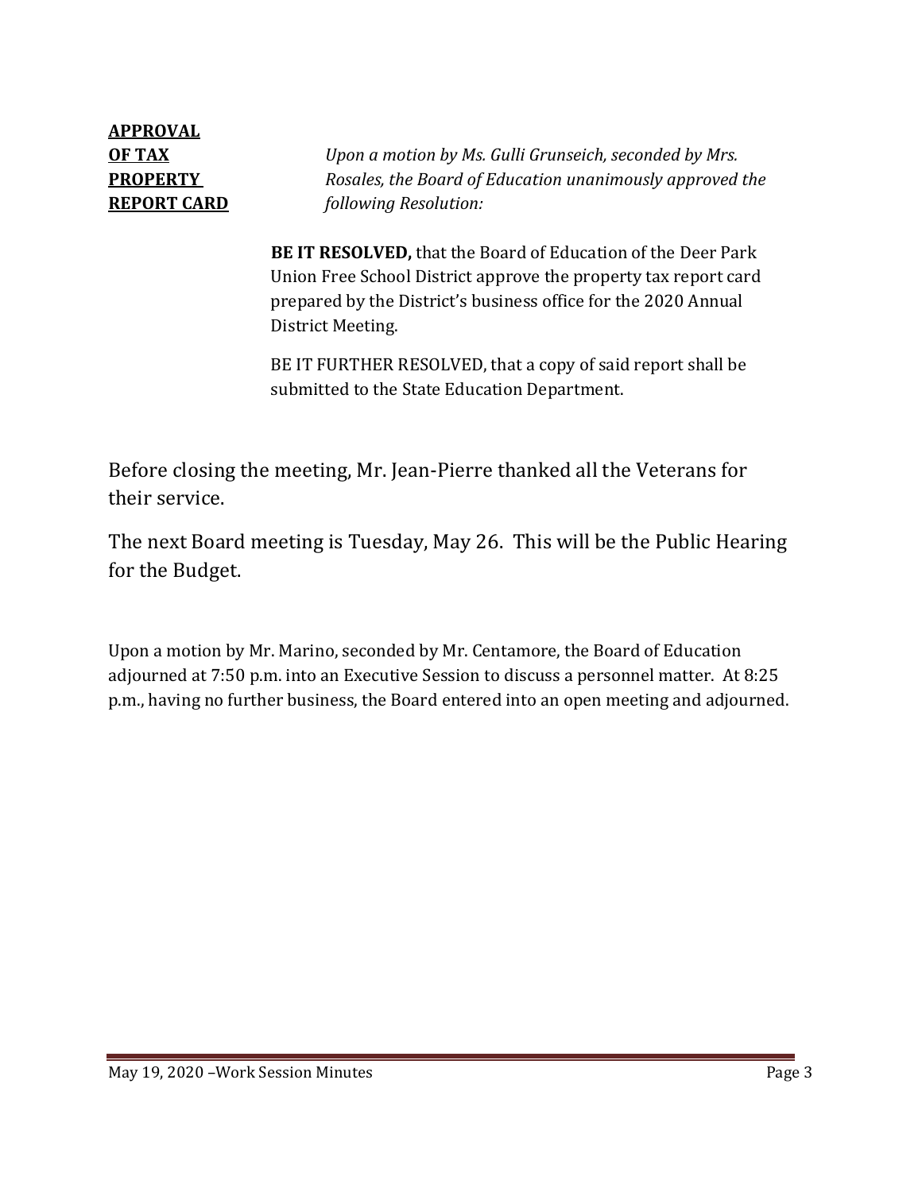**APPROVAL OF TAX PROPERTY REPORT CARD**

*Upon a motion by Ms. Gulli Grunseich, seconded by Mrs. Rosales, the Board of Education unanimously approved the following Resolution:*

**BE IT RESOLVED,** that the Board of Education of the Deer Park Union Free School District approve the property tax report card prepared by the District's business office for the 2020 Annual District Meeting.

BE IT FURTHER RESOLVED, that a copy of said report shall be submitted to the State Education Department.

Before closing the meeting, Mr. Jean-Pierre thanked all the Veterans for their service.

The next Board meeting is Tuesday, May 26. This will be the Public Hearing for the Budget.

Upon a motion by Mr. Marino, seconded by Mr. Centamore, the Board of Education adjourned at 7:50 p.m. into an Executive Session to discuss a personnel matter. At 8:25 p.m., having no further business, the Board entered into an open meeting and adjourned.